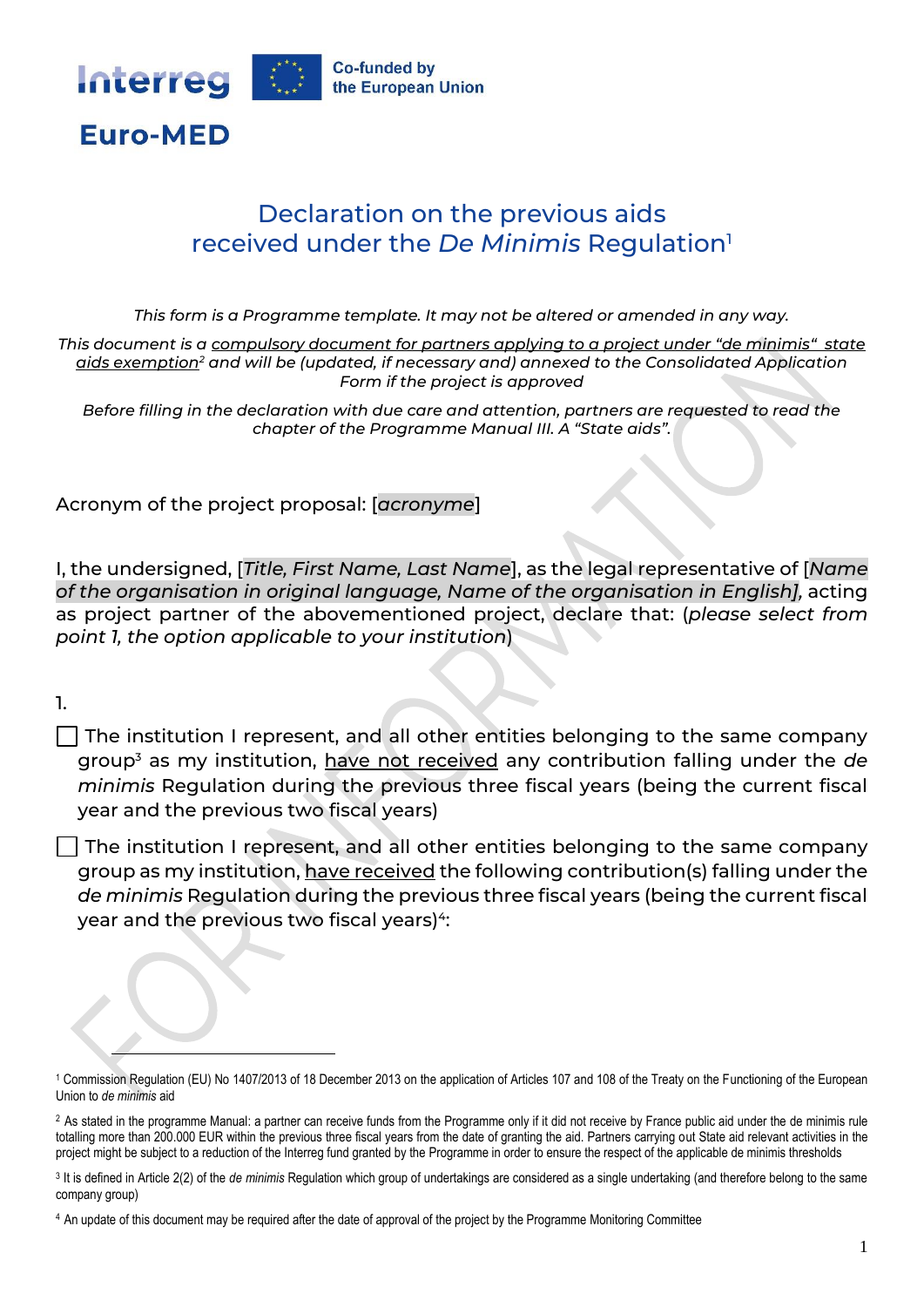Interreg Euro-MED — Co-funded by the European Union

# Declaration on the previous aids received under the *De Minimis* Regulation[1]

*This form is a Programme template. It may not be altered or amended in any way.*

*This document is a compulsory document for partners applying to a project under "de minimis" state aids exemption[2] and will be (updated, if necessary and) annexed to the Consolidated Application Form if the project is approved*

*Before filling in the declaration with due care and attention, partners are requested to read the chapter of the Programme Manual III. A "State aids".*

Acronym of the project proposal: [*acronyme*]

I, the undersigned, [*Title, First Name, Last Name*], as the legal representative of [*Name of the organisation in original language, Name of the organisation in English]*, acting as project partner of the abovementioned project, declare that: (*please select from point 1, the option applicable to your institution*)

1.

☐ The institution I represent, and all other entities belonging to the same company group[3] as my institution, have not received any contribution falling under the *de minimis* Regulation during the previous three fiscal years (being the current fiscal year and the previous two fiscal years)

☐ The institution I represent, and all other entities belonging to the same company group as my institution, have received the following contribution(s) falling under the *de minimis* Regulation during the previous three fiscal years (being the current fiscal year and the previous two fiscal years)[4]:

---

[1] Commission Regulation (EU) No 1407/2013 of 18 December 2013 on the application of Articles 107 and 108 of the Treaty on the Functioning of the European Union to *de minimis* aid

[2] As stated in the programme Manual: a partner can receive funds from the Programme only if it did not receive by France public aid under the de minimis rule totalling more than 200.000 EUR within the previous three fiscal years from the date of granting the aid. Partners carrying out State aid relevant activities in the project might be subject to a reduction of the Interreg fund granted by the Programme in order to ensure the respect of the applicable de minimis thresholds

[3] It is defined in Article 2(2) of the *de minimis* Regulation which group of undertakings are considered as a single undertaking (and therefore belong to the same company group)

[4] An update of this document may be required after the date of approval of the project by the Programme Monitoring Committee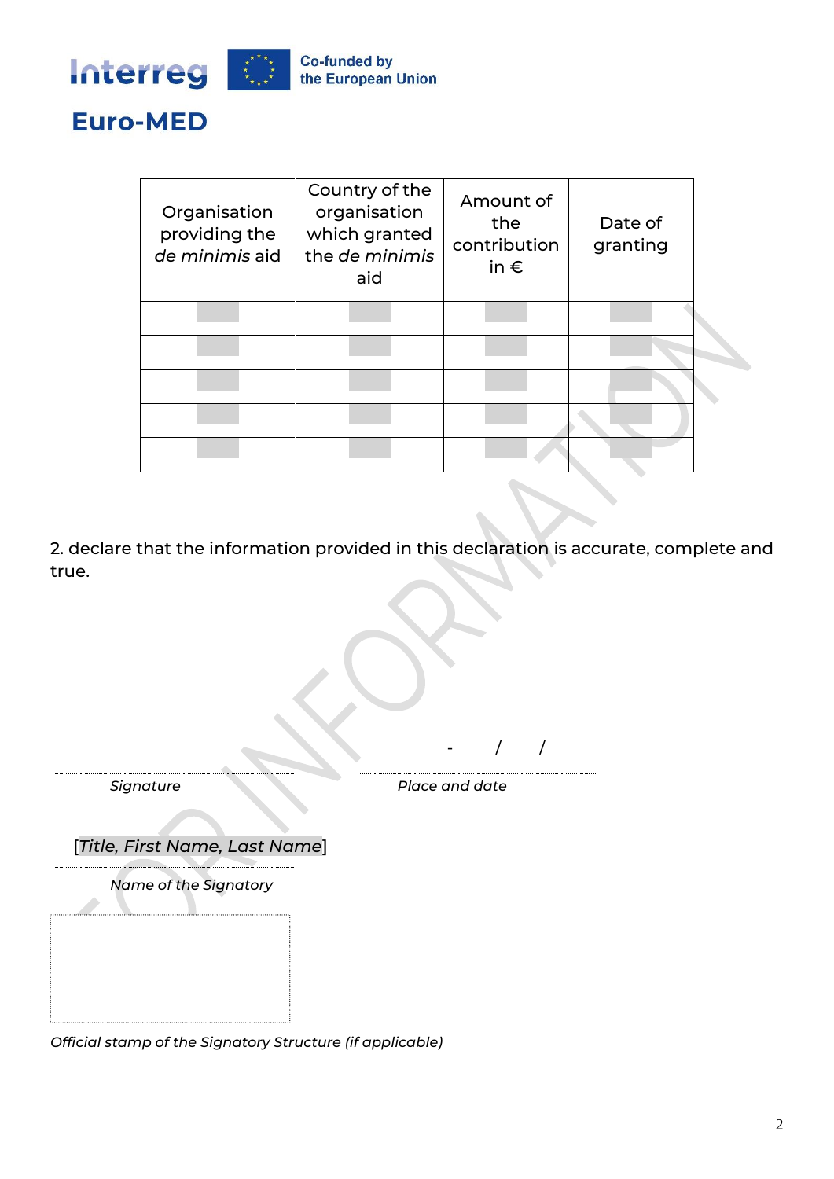| Organisation providing the *de minimis* aid | Country of the organisation which granted the *de minimis* aid | Amount of the contribution in € | Date of granting |
|---|---|---|---|
| | | | |
| | | | |
| | | | |
| | | | |
| | | | |

2. declare that the information provided in this declaration is accurate, complete and true.

- / /

*Signature*

*Place and date*

[*Title, First Name, Last Name*]

*Name of the Signatory*

*Official stamp of the Signatory Structure (if applicable)*